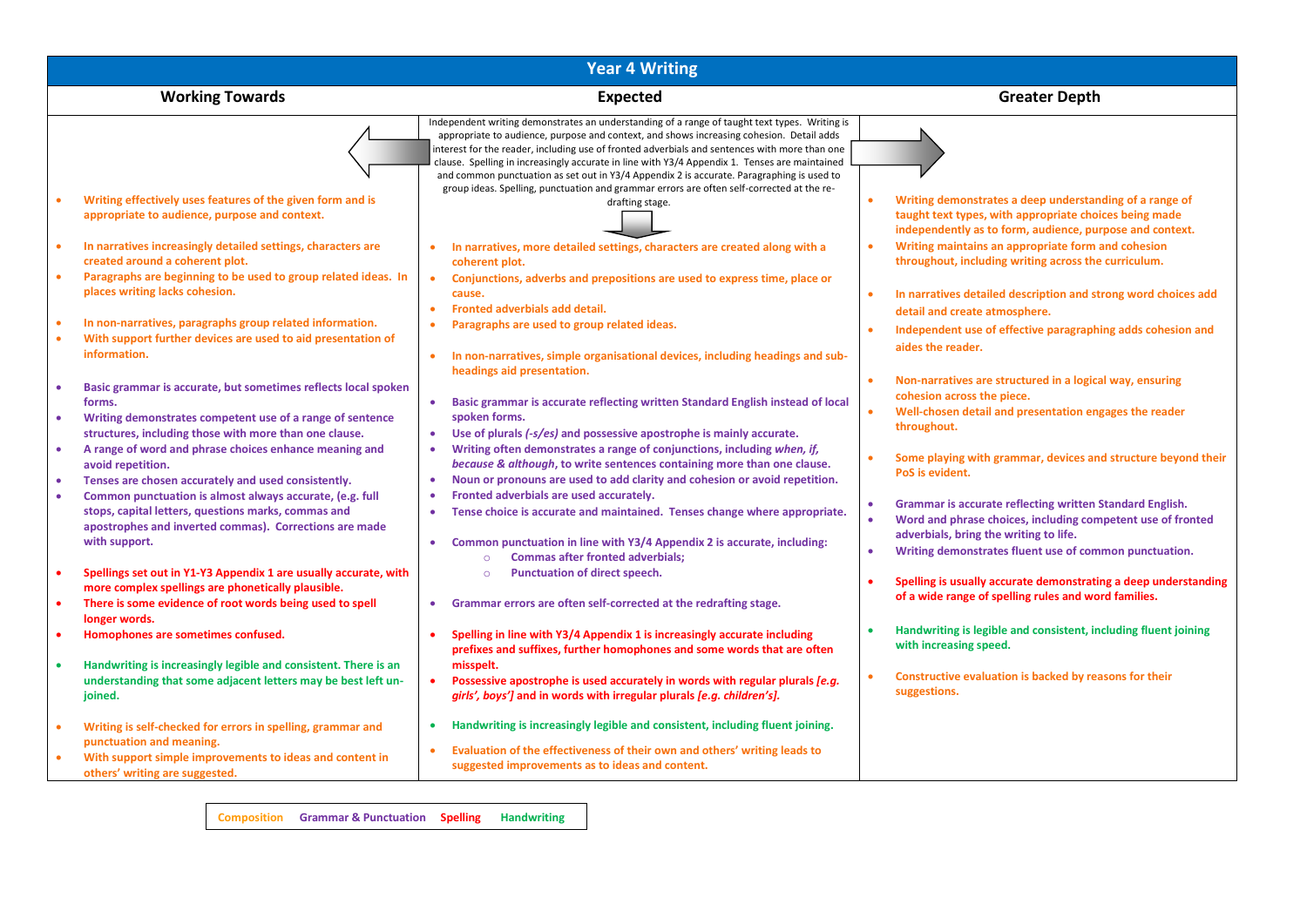# Year 4 Writing

| Working Towards | Expected | Greater Depth |
| --- | --- | --- |
| • Writing effectively uses features of the given form and is appropriate to audience, purpose and context.<br><br>• In narratives increasingly detailed settings, characters are created around a coherent plot.<br>• Paragraphs are beginning to be used to group related ideas. In places writing lacks cohesion.<br><br>• In non-narratives, paragraphs group related information.<br>• With support further devices are used to aid presentation of information.<br><br>• Basic grammar is accurate, but sometimes reflects local spoken forms.<br>• Writing demonstrates competent use of a range of sentence structures, including those with more than one clause.<br>• A range of word and phrase choices enhance meaning and avoid repetition.<br>• Tenses are chosen accurately and used consistently.<br>• Common punctuation is almost always accurate, (e.g. full stops, capital letters, questions marks, commas and apostrophes and inverted commas). Corrections are made with support.<br><br>• Spellings set out in Y1-Y3 Appendix 1 are usually accurate, with more complex spellings are phonetically plausible.<br>• There is some evidence of root words being used to spell longer words.<br>• Homophones are sometimes confused.<br><br>• Handwriting is increasingly legible and consistent. There is an understanding that some adjacent letters may be best left un-joined.<br><br>• Writing is self-checked for errors in spelling, grammar and punctuation and meaning.<br>• With support simple improvements to ideas and content in others' writing are suggested. | Independent writing demonstrates an understanding of a range of taught text types. Writing is appropriate to audience, purpose and context, and shows increasing cohesion. Detail adds interest for the reader, including use of fronted adverbials and sentences with more than one clause. Spelling in increasingly accurate in line with Y3/4 Appendix 1. Tenses are maintained and common punctuation as set out in Y3/4 Appendix 2 is accurate. Paragraphing is used to group ideas. Spelling, punctuation and grammar errors are often self-corrected at the re-drafting stage.<br><br>• In narratives, more detailed settings, characters are created along with a coherent plot.<br>• Conjunctions, adverbs and prepositions are used to express time, place or cause.<br>• Fronted adverbials add detail.<br>• Paragraphs are used to group related ideas.<br><br>• In non-narratives, simple organisational devices, including headings and sub-headings aid presentation.<br><br>• Basic grammar is accurate reflecting written Standard English instead of local spoken forms.<br>• Use of plurals *(-s/es)* and possessive apostrophe is mainly accurate.<br>• Writing often demonstrates a range of conjunctions, including *when, if, because & although*, to write sentences containing more than one clause.<br>• Noun or pronouns are used to add clarity and cohesion or avoid repetition.<br>• Fronted adverbials are used accurately.<br>• Tense choice is accurate and maintained. Tenses change where appropriate.<br><br>• Common punctuation in line with Y3/4 Appendix 2 is accurate, including:<br>  ○ Commas after fronted adverbials;<br>  ○ Punctuation of direct speech.<br><br>• Grammar errors are often self-corrected at the redrafting stage.<br><br>• Spelling in line with Y3/4 Appendix 1 is increasingly accurate including prefixes and suffixes, further homophones and some words that are often misspelt.<br>• Possessive apostrophe is used accurately in words with regular plurals *[e.g. girls', boys']* and in words with irregular plurals *[e.g. children's].*<br><br>• Handwriting is increasingly legible and consistent, including fluent joining.<br><br>• Evaluation of the effectiveness of their own and others' writing leads to suggested improvements as to ideas and content. | • Writing demonstrates a deep understanding of a range of taught text types, with appropriate choices being made independently as to form, audience, purpose and context.<br>• Writing maintains an appropriate form and cohesion throughout, including writing across the curriculum.<br><br>• In narratives detailed description and strong word choices add detail and create atmosphere.<br>• Independent use of effective paragraphing adds cohesion and aides the reader.<br><br>• Non-narratives are structured in a logical way, ensuring cohesion across the piece.<br>• Well-chosen detail and presentation engages the reader throughout.<br><br>• Some playing with grammar, devices and structure beyond their PoS is evident.<br><br>• Grammar is accurate reflecting written Standard English.<br>• Word and phrase choices, including competent use of fronted adverbials, bring the writing to life.<br>• Writing demonstrates fluent use of common punctuation.<br><br>• Spelling is usually accurate demonstrating a deep understanding of a wide range of spelling rules and word families.<br><br>• Handwriting is legible and consistent, including fluent joining with increasing speed.<br><br>• Constructive evaluation is backed by reasons for their suggestions. |

Composition | Grammar & Punctuation | Spelling | Handwriting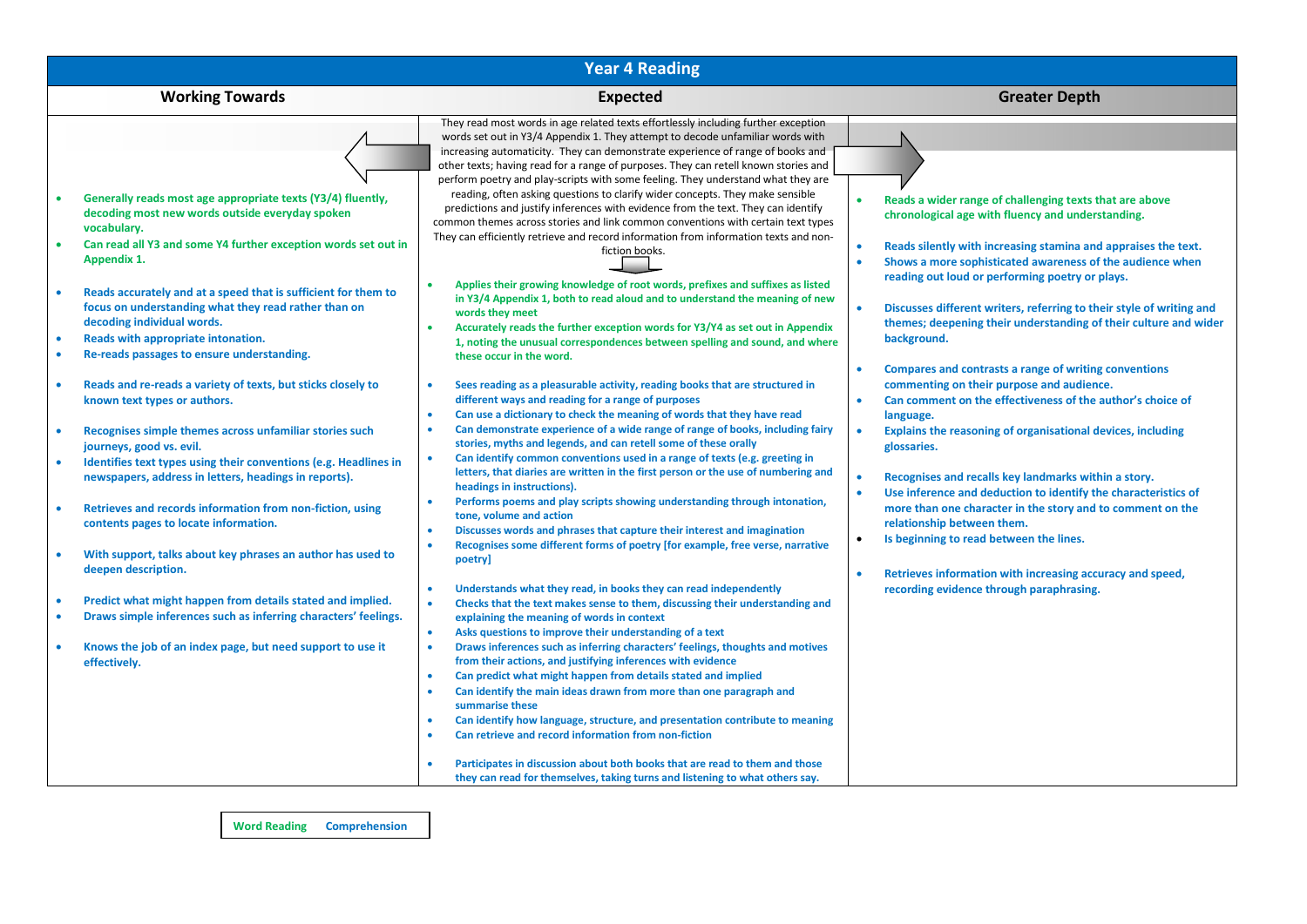# Year 4 Reading

## Working Towards

- Generally reads most age appropriate texts (Y3/4) fluently, decoding most new words outside everyday spoken vocabulary.
- Can read all Y3 and some Y4 further exception words set out in Appendix 1.
- Reads accurately and at a speed that is sufficient for them to focus on understanding what they read rather than on decoding individual words.
- Reads with appropriate intonation.
- Re-reads passages to ensure understanding.
- Reads and re-reads a variety of texts, but sticks closely to known text types or authors.
- Recognises simple themes across unfamiliar stories such journeys, good vs. evil.
- Identifies text types using their conventions (e.g. Headlines in newspapers, address in letters, headings in reports).
- Retrieves and records information from non-fiction, using contents pages to locate information.
- With support, talks about key phrases an author has used to deepen description.
- Predict what might happen from details stated and implied.
- Draws simple inferences such as inferring characters' feelings.
- Knows the job of an index page, but need support to use it effectively.

## Expected

They read most words in age related texts effortlessly including further exception words set out in Y3/4 Appendix 1. They attempt to decode unfamiliar words with increasing automaticity. They can demonstrate experience of range of books and other texts; having read for a range of purposes. They can retell known stories and perform poetry and play-scripts with some feeling. They understand what they are reading, often asking questions to clarify wider concepts. They make sensible predictions and justify inferences with evidence from the text. They can identify common themes across stories and link common conventions with certain text types They can efficiently retrieve and record information from information texts and non-fiction books.

- Applies their growing knowledge of root words, prefixes and suffixes as listed in Y3/4 Appendix 1, both to read aloud and to understand the meaning of new words they meet
- Accurately reads the further exception words for Y3/Y4 as set out in Appendix 1, noting the unusual correspondences between spelling and sound, and where these occur in the word.
- Sees reading as a pleasurable activity, reading books that are structured in different ways and reading for a range of purposes
- Can use a dictionary to check the meaning of words that they have read
- Can demonstrate experience of a wide range of range of books, including fairy stories, myths and legends, and can retell some of these orally
- Can identify common conventions used in a range of texts (e.g. greeting in letters, that diaries are written in the first person or the use of numbering and headings in instructions).
- Performs poems and play scripts showing understanding through intonation, tone, volume and action
- Discusses words and phrases that capture their interest and imagination
- Recognises some different forms of poetry [for example, free verse, narrative poetry]
- Understands what they read, in books they can read independently
- Checks that the text makes sense to them, discussing their understanding and explaining the meaning of words in context
- Asks questions to improve their understanding of a text
- Draws inferences such as inferring characters' feelings, thoughts and motives from their actions, and justifying inferences with evidence
- Can predict what might happen from details stated and implied
- Can identify the main ideas drawn from more than one paragraph and summarise these
- Can identify how language, structure, and presentation contribute to meaning
- Can retrieve and record information from non-fiction
- Participates in discussion about both books that are read to them and those they can read for themselves, taking turns and listening to what others say.

## Greater Depth

- Reads a wider range of challenging texts that are above chronological age with fluency and understanding.
- Reads silently with increasing stamina and appraises the text.
- Shows a more sophisticated awareness of the audience when reading out loud or performing poetry or plays.
- Discusses different writers, referring to their style of writing and themes; deepening their understanding of their culture and wider background.
- Compares and contrasts a range of writing conventions commenting on their purpose and audience.
- Can comment on the effectiveness of the author's choice of language.
- Explains the reasoning of organisational devices, including glossaries.
- Recognises and recalls key landmarks within a story.
- Use inference and deduction to identify the characteristics of more than one character in the story and to comment on the relationship between them.
- Is beginning to read between the lines.
- Retrieves information with increasing accuracy and speed, recording evidence through paraphrasing.

Key: Word Reading | Comprehension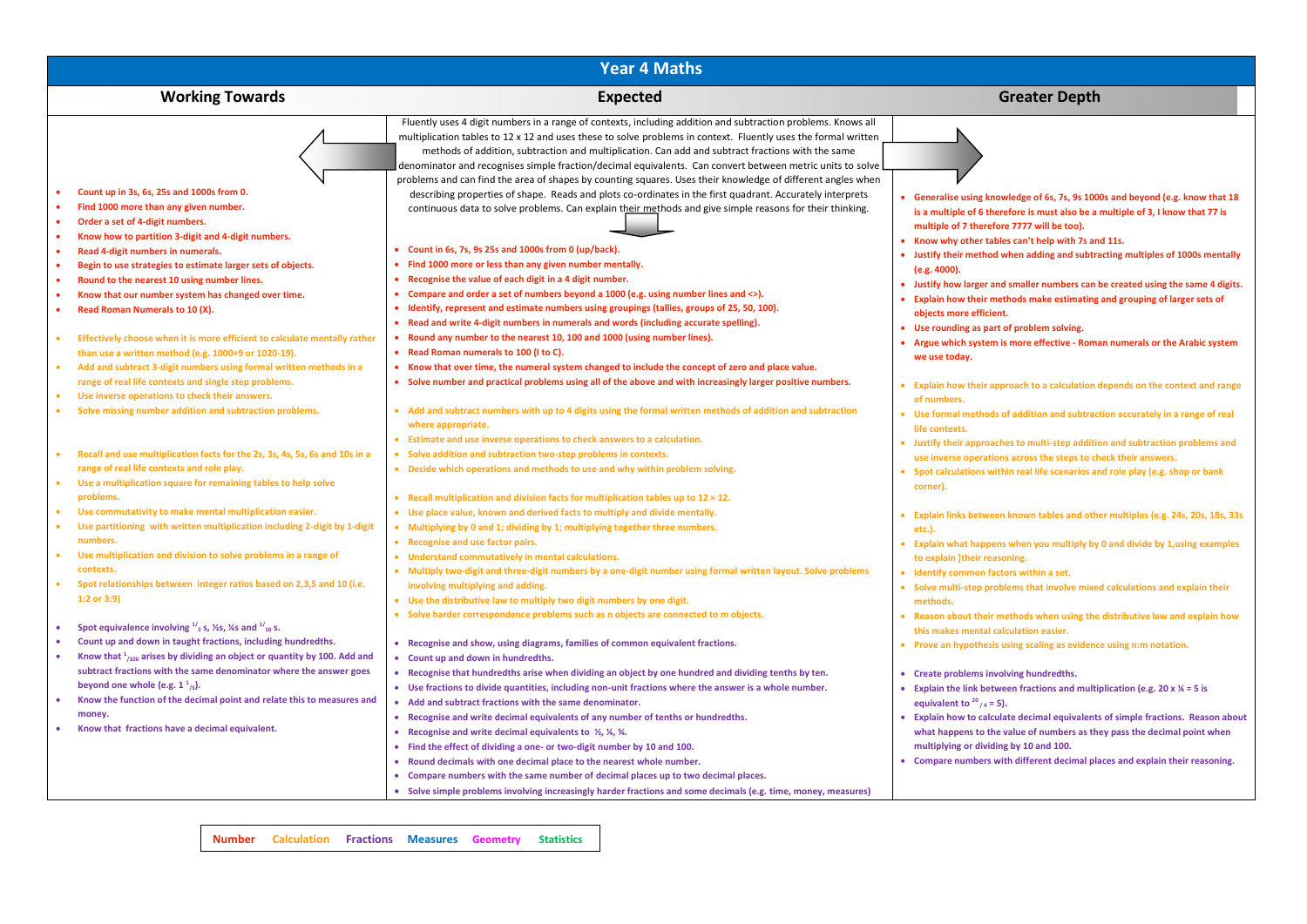# Year 4 Maths

## Working Towards

- Count up in 3s, 6s, 25s and 1000s from 0.
- Find 1000 more than any given number.
- Order a set of 4-digit numbers.
- Know how to partition 3-digit and 4-digit numbers.
- Read 4-digit numbers in numerals.
- Begin to use strategies to estimate larger sets of objects.
- Round to the nearest 10 using number lines.
- Know that our number system has changed over time.
- Read Roman Numerals to 10 (X).

- Effectively choose when it is more efficient to calculate mentally rather than use a written method (e.g. 1000+9 or 1020-19).
- Add and subtract 3-digit numbers using formal written methods in a range of real life contexts and single step problems.
- Use inverse operations to check their answers.
- Solve missing number addition and subtraction problems.

- Recall and use multiplication facts for the 2s, 3s, 4s, 5s, 6s and 10s in a range of real life contexts and role play.
- Use a multiplication square for remaining tables to help solve problems.
- Use commutativity to make mental multiplication easier.
- Use partitioning with written multiplication including 2-digit by 1-digit numbers.
- Use multiplication and division to solve problems in a range of contexts.
- Spot relationships between integer ratios based on 2,3,5 and 10 (i.e. 1:2 or 3:9)

- Spot equivalence involving $^{1}/_{3}$ s, ½s, ¼s and $^{1}/_{10}$ s.
- Count up and down in taught fractions, including hundredths.
- Know that $^{1}/_{100}$ arises by dividing an object or quantity by 100. Add and subtract fractions with the same denominator where the answer goes beyond one whole (e.g. 1 $^{1}/_{3}$).
- Know the function of the decimal point and relate this to measures and money.
- Know that fractions have a decimal equivalent.

## Expected

Fluently uses 4 digit numbers in a range of contexts, including addition and subtraction problems. Knows all multiplication tables to 12 x 12 and uses these to solve problems in context. Fluently uses the formal written methods of addition, subtraction and multiplication. Can add and subtract fractions with the same denominator and recognises simple fraction/decimal equivalents. Can convert between metric units to solve problems and can find the area of shapes by counting squares. Uses their knowledge of different angles when describing properties of shape. Reads and plots co-ordinates in the first quadrant. Accurately interprets continuous data to solve problems. Can explain their methods and give simple reasons for their thinking.

- Count in 6s, 7s, 9s 25s and 1000s from 0 (up/back).
- Find 1000 more or less than any given number mentally.
- Recognise the value of each digit in a 4 digit number.
- Compare and order a set of numbers beyond a 1000 (e.g. using number lines and <>).
- Identify, represent and estimate numbers using groupings (tallies, groups of 25, 50, 100).
- Read and write 4-digit numbers in numerals and words (including accurate spelling).
- Round any number to the nearest 10, 100 and 1000 (using number lines).
- Read Roman numerals to 100 (I to C).
- Know that over time, the numeral system changed to include the concept of zero and place value.
- Solve number and practical problems using all of the above and with increasingly larger positive numbers.

- Add and subtract numbers with up to 4 digits using the formal written methods of addition and subtraction where appropriate.
- Estimate and use inverse operations to check answers to a calculation.
- Solve addition and subtraction two-step problems in contexts.
- Decide which operations and methods to use and why within problem solving.

- Recall multiplication and division facts for multiplication tables up to 12 × 12.
- Use place value, known and derived facts to multiply and divide mentally.
- Multiplying by 0 and 1; dividing by 1; multiplying together three numbers.
- Recognise and use factor pairs.
- Understand commutatively in mental calculations.
- Multiply two-digit and three-digit numbers by a one-digit number using formal written layout. Solve problems involving multiplying and adding.
- Use the distributive law to multiply two digit numbers by one digit.
- Solve harder correspondence problems such as n objects are connected to m objects.

- Recognise and show, using diagrams, families of common equivalent fractions.
- Count up and down in hundredths.
- Recognise that hundredths arise when dividing an object by one hundred and dividing tenths by ten.
- Use fractions to divide quantities, including non-unit fractions where the answer is a whole number.
- Add and subtract fractions with the same denominator.
- Recognise and write decimal equivalents of any number of tenths or hundredths.
- Recognise and write decimal equivalents to ¼, ½, ¾.
- Find the effect of dividing a one- or two-digit number by 10 and 100.
- Round decimals with one decimal place to the nearest whole number.
- Compare numbers with the same number of decimal places up to two decimal places.
- Solve simple problems involving increasingly harder fractions and some decimals (e.g. time, money, measures)

## Greater Depth

- Generalise using knowledge of 6s, 7s, 9s 1000s and beyond (e.g. know that 18 is a multiple of 6 therefore is must also be a multiple of 3, I know that 77 is multiple of 7 therefore 7777 will be too).
- Know why other tables can't help with 7s and 11s.
- Justify their method when adding and subtracting multiples of 1000s mentally (e.g. 4000).
- Justify how larger and smaller numbers can be created using the same 4 digits.
- Explain how their methods make estimating and grouping of larger sets of objects more efficient.
- Use rounding as part of problem solving.
- Argue which system is more effective - Roman numerals or the Arabic system we use today.

- Explain how their approach to a calculation depends on the context and range of numbers.
- Use formal methods of addition and subtraction accurately in a range of real life contexts.
- Justify their approaches to multi-step addition and subtraction problems and use inverse operations across the steps to check their answers.
- Spot calculations within real life scenarios and role play (e.g. shop or bank corner).

- Explain links between known tables and other multiples (e.g. 24s, 20s, 18s, 33s etc.).
- Explain what happens when you multiply by 0 and divide by 1,using examples to explain ]their reasoning.
- Identify common factors within a set.
- Solve multi-step problems that involve mixed calculations and explain their methods.
- Reason about their methods when using the distributive law and explain how this makes mental calculation easier.
- Prove an hypothesis using scaling as evidence using n:m notation.

- Create problems involving hundredths.
- Explain the link between fractions and multiplication (e.g. 20 x ¼ = 5 is equivalent to $^{20}/_{4}$ = 5).
- Explain how to calculate decimal equivalents of simple fractions. Reason about what happens to the value of numbers as they pass the decimal point when multiplying or dividing by 10 and 100.
- Compare numbers with different decimal places and explain their reasoning.

Number | Calculation | Fractions | Measures | Geometry | Statistics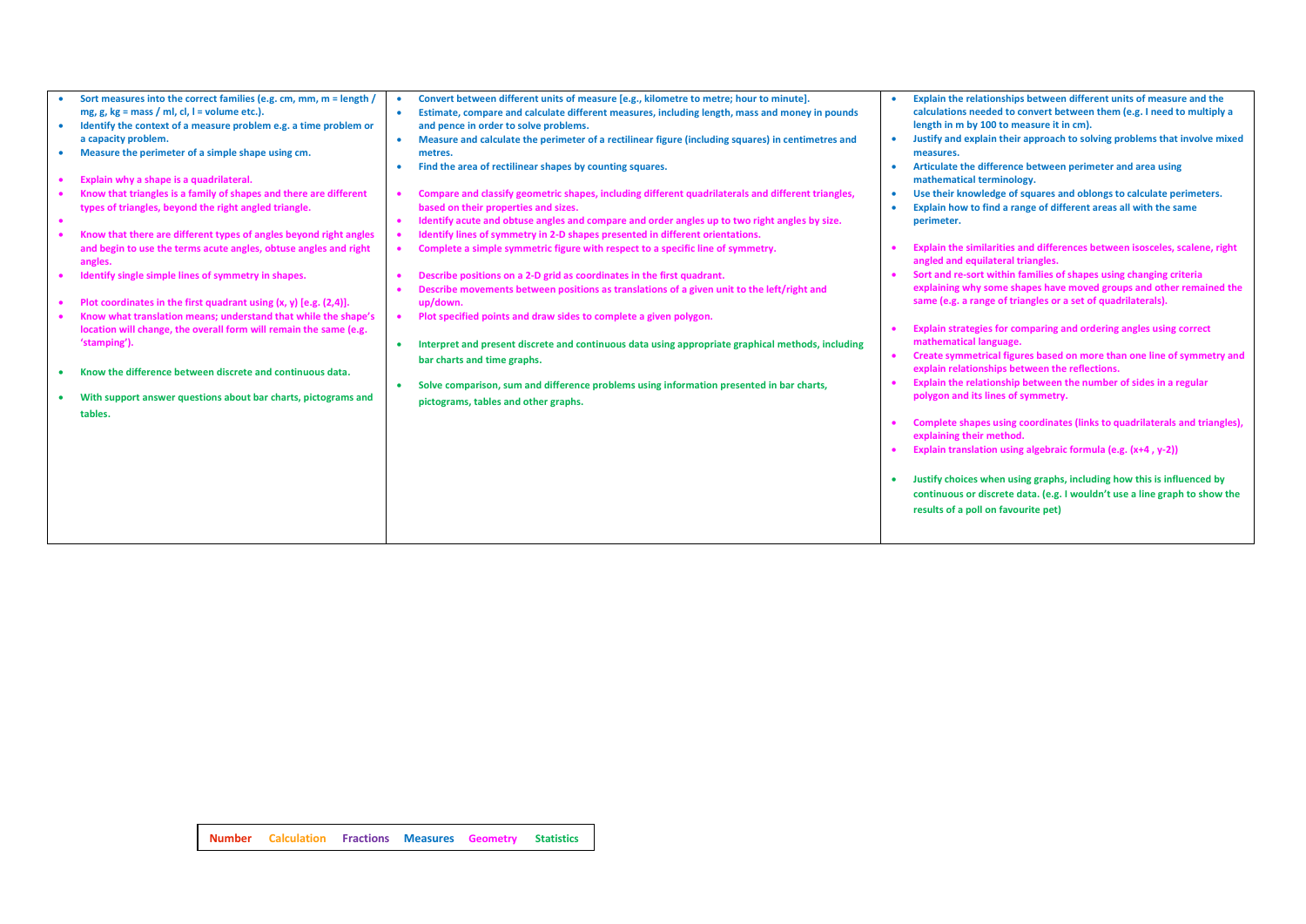| | | |
|---|---|---|
| • Sort measures into the correct families (e.g. cm, mm, m = length / mg, g, kg = mass / ml, cl, l = volume etc.).<br>• Identify the context of a measure problem e.g. a time problem or a capacity problem.<br>• Measure the perimeter of a simple shape using cm.<br><br>• Explain why a shape is a quadrilateral.<br>• Know that triangles is a family of shapes and there are different types of triangles, beyond the right angled triangle.<br>•<br>• Know that there are different types of angles beyond right angles and begin to use the terms acute angles, obtuse angles and right angles.<br>• Identify single simple lines of symmetry in shapes.<br><br>• Plot coordinates in the first quadrant using (x, y) [e.g. (2,4)].<br>• Know what translation means; understand that while the shape's location will change, the overall form will remain the same (e.g. 'stamping').<br><br>• Know the difference between discrete and continuous data.<br><br>• With support answer questions about bar charts, pictograms and tables. | • Convert between different units of measure [e.g., kilometre to metre; hour to minute].<br>• Estimate, compare and calculate different measures, including length, mass and money in pounds and pence in order to solve problems.<br>• Measure and calculate the perimeter of a rectilinear figure (including squares) in centimetres and metres.<br>• Find the area of rectilinear shapes by counting squares.<br><br>• Compare and classify geometric shapes, including different quadrilaterals and different triangles, based on their properties and sizes.<br>• Identify acute and obtuse angles and compare and order angles up to two right angles by size.<br>• Identify lines of symmetry in 2-D shapes presented in different orientations.<br>• Complete a simple symmetric figure with respect to a specific line of symmetry.<br><br>• Describe positions on a 2-D grid as coordinates in the first quadrant.<br>• Describe movements between positions as translations of a given unit to the left/right and up/down.<br>• Plot specified points and draw sides to complete a given polygon.<br><br>• Interpret and present discrete and continuous data using appropriate graphical methods, including bar charts and time graphs.<br><br>• Solve comparison, sum and difference problems using information presented in bar charts, pictograms, tables and other graphs. | • Explain the relationships between different units of measure and the calculations needed to convert between them (e.g. I need to multiply a length in m by 100 to measure it in cm).<br>• Justify and explain their approach to solving problems that involve mixed measures.<br>• Articulate the difference between perimeter and area using mathematical terminology.<br>• Use their knowledge of squares and oblongs to calculate perimeters.<br>• Explain how to find a range of different areas all with the same perimeter.<br><br>• Explain the similarities and differences between isosceles, scalene, right angled and equilateral triangles.<br>• Sort and re-sort within families of shapes using changing criteria explaining why some shapes have moved groups and other remained the same (e.g. a range of triangles or a set of quadrilaterals).<br><br>• Explain strategies for comparing and ordering angles using correct mathematical language.<br>• Create symmetrical figures based on more than one line of symmetry and explain relationships between the reflections.<br>• Explain the relationship between the number of sides in a regular polygon and its lines of symmetry.<br><br>• Complete shapes using coordinates (links to quadrilaterals and triangles), explaining their method.<br>• Explain translation using algebraic formula (e.g. (x+4 , y-2))<br><br>• Justify choices when using graphs, including how this is influenced by continuous or discrete data. (e.g. I wouldn't use a line graph to show the results of a poll on favourite pet) |

| | | | | | |
|---|---|---|---|---|---|
| Number | Calculation | Fractions | Measures | Geometry | Statistics |